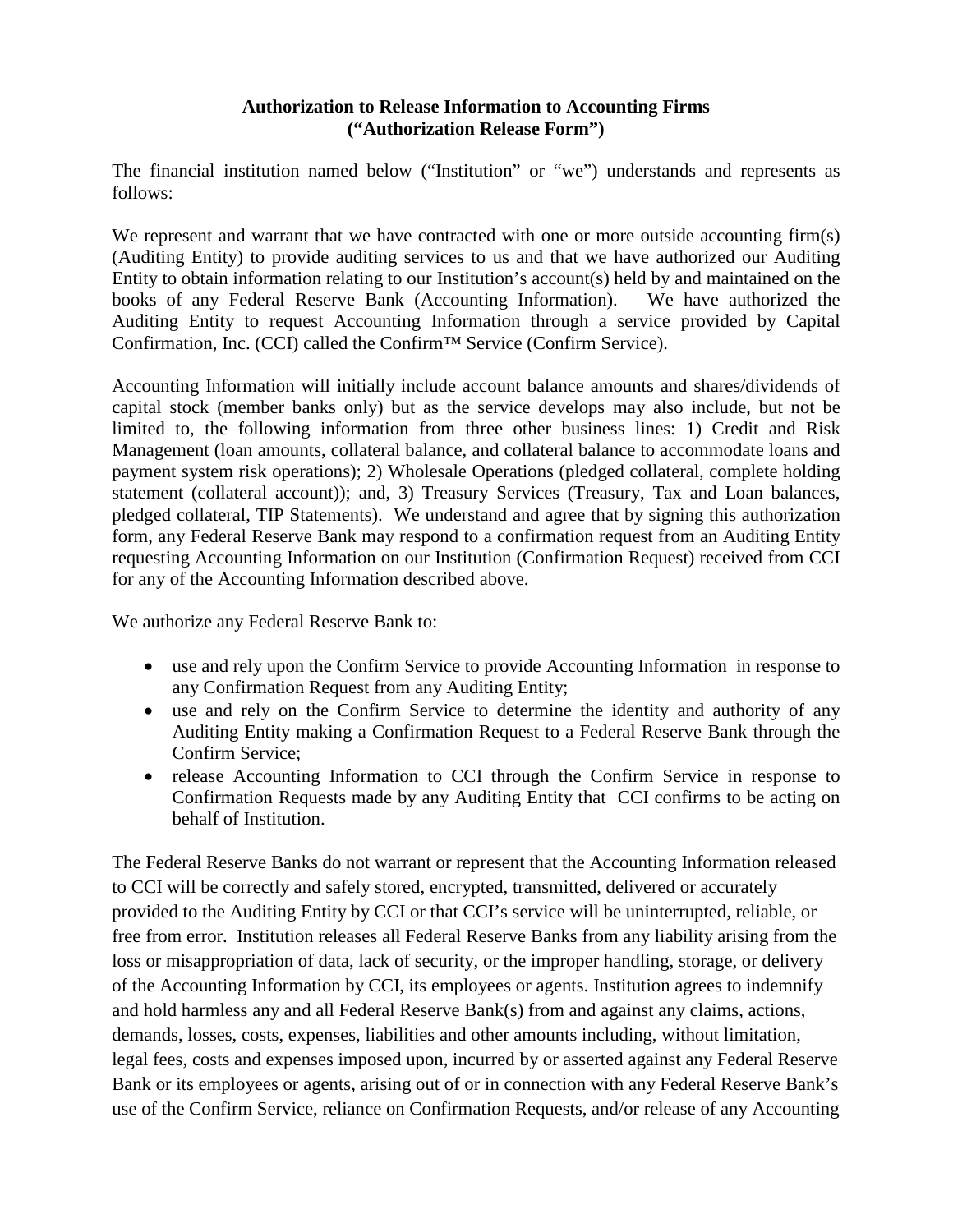**Authorization to Release Information to Accounting Firms**
**("Authorization Release Form")**

The financial institution named below ("Institution" or "we") understands and represents as follows:

We represent and warrant that we have contracted with one or more outside accounting firm(s) (Auditing Entity) to provide auditing services to us and that we have authorized our Auditing Entity to obtain information relating to our Institution's account(s) held by and maintained on the books of any Federal Reserve Bank (Accounting Information). We have authorized the Auditing Entity to request Accounting Information through a service provided by Capital Confirmation, Inc. (CCI) called the Confirm™ Service (Confirm Service).

Accounting Information will initially include account balance amounts and shares/dividends of capital stock (member banks only) but as the service develops may also include, but not be limited to, the following information from three other business lines: 1) Credit and Risk Management (loan amounts, collateral balance, and collateral balance to accommodate loans and payment system risk operations); 2) Wholesale Operations (pledged collateral, complete holding statement (collateral account)); and, 3) Treasury Services (Treasury, Tax and Loan balances, pledged collateral, TIP Statements). We understand and agree that by signing this authorization form, any Federal Reserve Bank may respond to a confirmation request from an Auditing Entity requesting Accounting Information on our Institution (Confirmation Request) received from CCI for any of the Accounting Information described above.

We authorize any Federal Reserve Bank to:

- use and rely upon the Confirm Service to provide Accounting Information in response to any Confirmation Request from any Auditing Entity;
- use and rely on the Confirm Service to determine the identity and authority of any Auditing Entity making a Confirmation Request to a Federal Reserve Bank through the Confirm Service;
- release Accounting Information to CCI through the Confirm Service in response to Confirmation Requests made by any Auditing Entity that CCI confirms to be acting on behalf of Institution.

The Federal Reserve Banks do not warrant or represent that the Accounting Information released to CCI will be correctly and safely stored, encrypted, transmitted, delivered or accurately provided to the Auditing Entity by CCI or that CCI's service will be uninterrupted, reliable, or free from error. Institution releases all Federal Reserve Banks from any liability arising from the loss or misappropriation of data, lack of security, or the improper handling, storage, or delivery of the Accounting Information by CCI, its employees or agents. Institution agrees to indemnify and hold harmless any and all Federal Reserve Bank(s) from and against any claims, actions, demands, losses, costs, expenses, liabilities and other amounts including, without limitation, legal fees, costs and expenses imposed upon, incurred by or asserted against any Federal Reserve Bank or its employees or agents, arising out of or in connection with any Federal Reserve Bank's use of the Confirm Service, reliance on Confirmation Requests, and/or release of any Accounting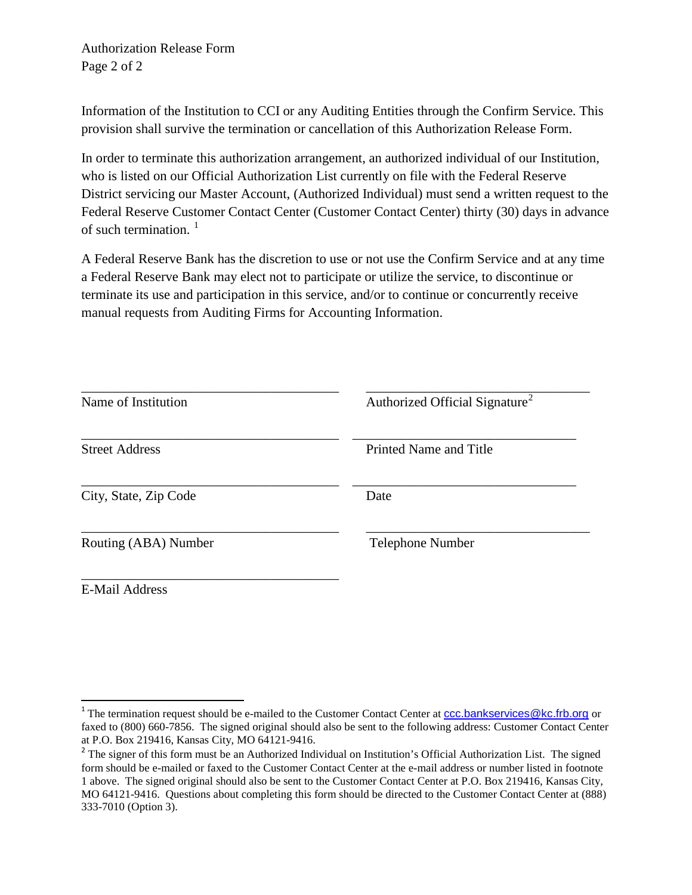Information of the Institution to CCI or any Auditing Entities through the Confirm Service. This provision shall survive the termination or cancellation of this Authorization Release Form.

In order to terminate this authorization arrangement, an authorized individual of our Institution, who is listed on our Official Authorization List currently on file with the Federal Reserve District servicing our Master Account, (Authorized Individual) must send a written request to the Federal Reserve Customer Contact Center (Customer Contact Center) thirty (30) days in advance of such termination. [1]

A Federal Reserve Bank has the discretion to use or not use the Confirm Service and at any time a Federal Reserve Bank may elect not to participate or utilize the service, to discontinue or terminate its use and participation in this service, and/or to continue or concurrently receive manual requests from Auditing Firms for Accounting Information.

| | |
|---|---|
| ______________________________ | ______________________________ |
| Name of Institution | Authorized Official Signature[2] |
| ______________________________ | ______________________________ |
| Street Address | Printed Name and Title |
| ______________________________ | ______________________________ |
| City, State, Zip Code | Date |
| ______________________________ | ______________________________ |
| Routing (ABA) Number | Telephone Number |
| ______________________________ | |
| E-Mail Address | |

[1] The termination request should be e-mailed to the Customer Contact Center at ccc.bankservices@kc.frb.org or faxed to (800) 660-7856. The signed original should also be sent to the following address: Customer Contact Center at P.O. Box 219416, Kansas City, MO 64121-9416.

[2] The signer of this form must be an Authorized Individual on Institution's Official Authorization List. The signed form should be e-mailed or faxed to the Customer Contact Center at the e-mail address or number listed in footnote 1 above. The signed original should also be sent to the Customer Contact Center at P.O. Box 219416, Kansas City, MO 64121-9416. Questions about completing this form should be directed to the Customer Contact Center at (888) 333-7010 (Option 3).